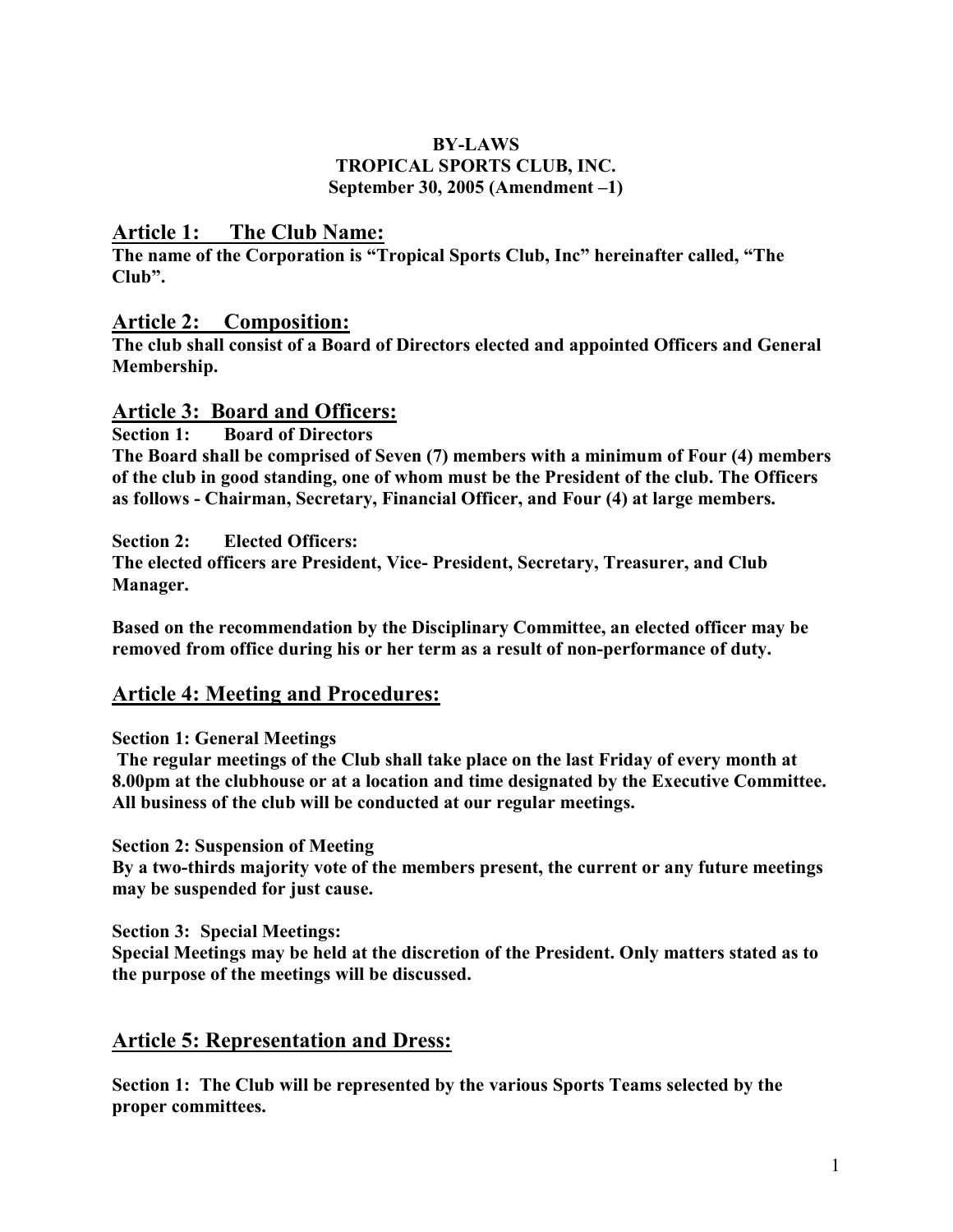**BY-LAWS**
**TROPICAL SPORTS CLUB, INC.**
**September 30, 2005 (Amendment –1)**

## Article 1: The Club Name:

**The name of the Corporation is "Tropical Sports Club, Inc" hereinafter called, "The Club".**

## Article 2: Composition:

**The club shall consist of a Board of Directors elected and appointed Officers and General Membership.**

## Article 3: Board and Officers:

**Section 1: Board of Directors**

**The Board shall be comprised of Seven (7) members with a minimum of Four (4) members of the club in good standing, one of whom must be the President of the club. The Officers as follows - Chairman, Secretary, Financial Officer, and Four (4) at large members.**

**Section 2: Elected Officers:**

**The elected officers are President, Vice- President, Secretary, Treasurer, and Club Manager.**

**Based on the recommendation by the Disciplinary Committee, an elected officer may be removed from office during his or her term as a result of non-performance of duty.**

## Article 4: Meeting and Procedures:

**Section 1: General Meetings**

**The regular meetings of the Club shall take place on the last Friday of every month at 8.00pm at the clubhouse or at a location and time designated by the Executive Committee. All business of the club will be conducted at our regular meetings.**

**Section 2: Suspension of Meeting**

**By a two-thirds majority vote of the members present, the current or any future meetings may be suspended for just cause.**

**Section 3: Special Meetings:**

**Special Meetings may be held at the discretion of the President. Only matters stated as to the purpose of the meetings will be discussed.**

## Article 5: Representation and Dress:

**Section 1: The Club will be represented by the various Sports Teams selected by the proper committees.**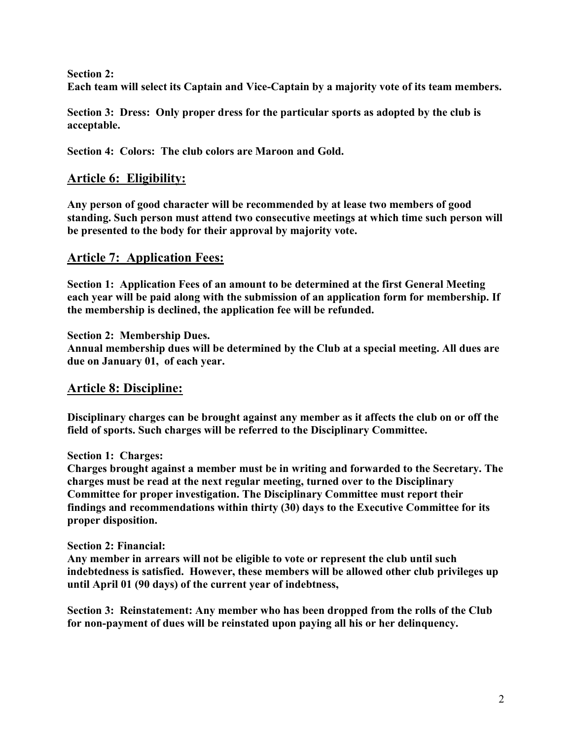**Section 2:**
**Each team will select its Captain and Vice-Captain by a majority vote of its team members.**

**Section 3: Dress: Only proper dress for the particular sports as adopted by the club is acceptable.**

**Section 4: Colors: The club colors are Maroon and Gold.**

## Article 6: Eligibility:

**Any person of good character will be recommended by at lease two members of good standing. Such person must attend two consecutive meetings at which time such person will be presented to the body for their approval by majority vote.**

## Article 7: Application Fees:

**Section 1: Application Fees of an amount to be determined at the first General Meeting each year will be paid along with the submission of an application form for membership. If the membership is declined, the application fee will be refunded.**

**Section 2: Membership Dues.**
**Annual membership dues will be determined by the Club at a special meeting. All dues are due on January 01, of each year.**

## Article 8: Discipline:

**Disciplinary charges can be brought against any member as it affects the club on or off the field of sports. Such charges will be referred to the Disciplinary Committee.**

**Section 1: Charges:**
**Charges brought against a member must be in writing and forwarded to the Secretary. The charges must be read at the next regular meeting, turned over to the Disciplinary Committee for proper investigation. The Disciplinary Committee must report their findings and recommendations within thirty (30) days to the Executive Committee for its proper disposition.**

**Section 2: Financial:**
**Any member in arrears will not be eligible to vote or represent the club until such indebtedness is satisfied. However, these members will be allowed other club privileges up until April 01 (90 days) of the current year of indebtness,**

**Section 3: Reinstatement: Any member who has been dropped from the rolls of the Club for non-payment of dues will be reinstated upon paying all his or her delinquency.**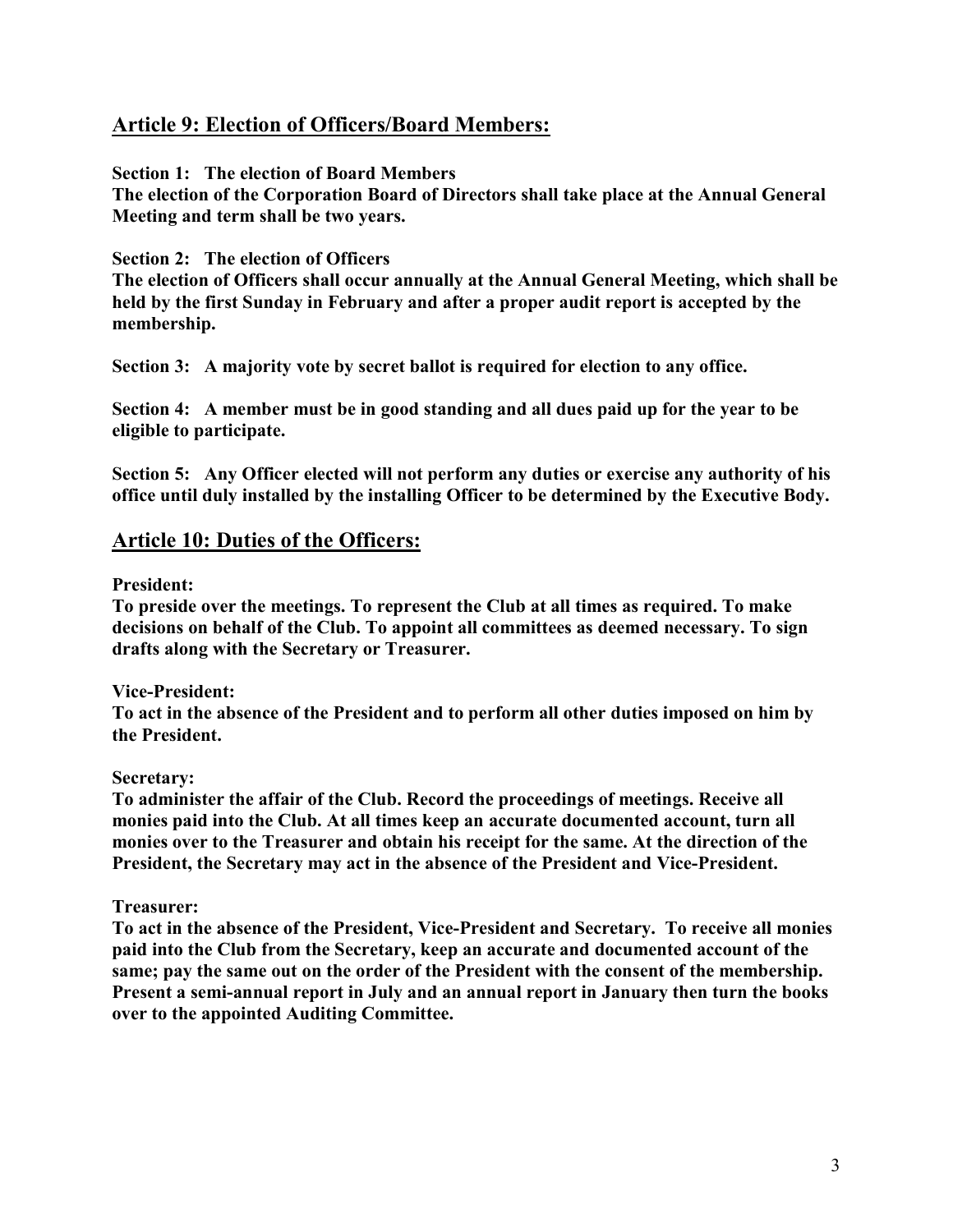## Article 9: Election of Officers/Board Members:

**Section 1: The election of Board Members**
**The election of the Corporation Board of Directors shall take place at the Annual General Meeting and term shall be two years.**

**Section 2: The election of Officers**
**The election of Officers shall occur annually at the Annual General Meeting, which shall be held by the first Sunday in February and after a proper audit report is accepted by the membership.**

**Section 3: A majority vote by secret ballot is required for election to any office.**

**Section 4: A member must be in good standing and all dues paid up for the year to be eligible to participate.**

**Section 5: Any Officer elected will not perform any duties or exercise any authority of his office until duly installed by the installing Officer to be determined by the Executive Body.**

## Article 10: Duties of the Officers:

**President:**
**To preside over the meetings. To represent the Club at all times as required. To make decisions on behalf of the Club. To appoint all committees as deemed necessary. To sign drafts along with the Secretary or Treasurer.**

**Vice-President:**
**To act in the absence of the President and to perform all other duties imposed on him by the President.**

**Secretary:**
**To administer the affair of the Club. Record the proceedings of meetings. Receive all monies paid into the Club. At all times keep an accurate documented account, turn all monies over to the Treasurer and obtain his receipt for the same. At the direction of the President, the Secretary may act in the absence of the President and Vice-President.**

**Treasurer:**
**To act in the absence of the President, Vice-President and Secretary. To receive all monies paid into the Club from the Secretary, keep an accurate and documented account of the same; pay the same out on the order of the President with the consent of the membership. Present a semi-annual report in July and an annual report in January then turn the books over to the appointed Auditing Committee.**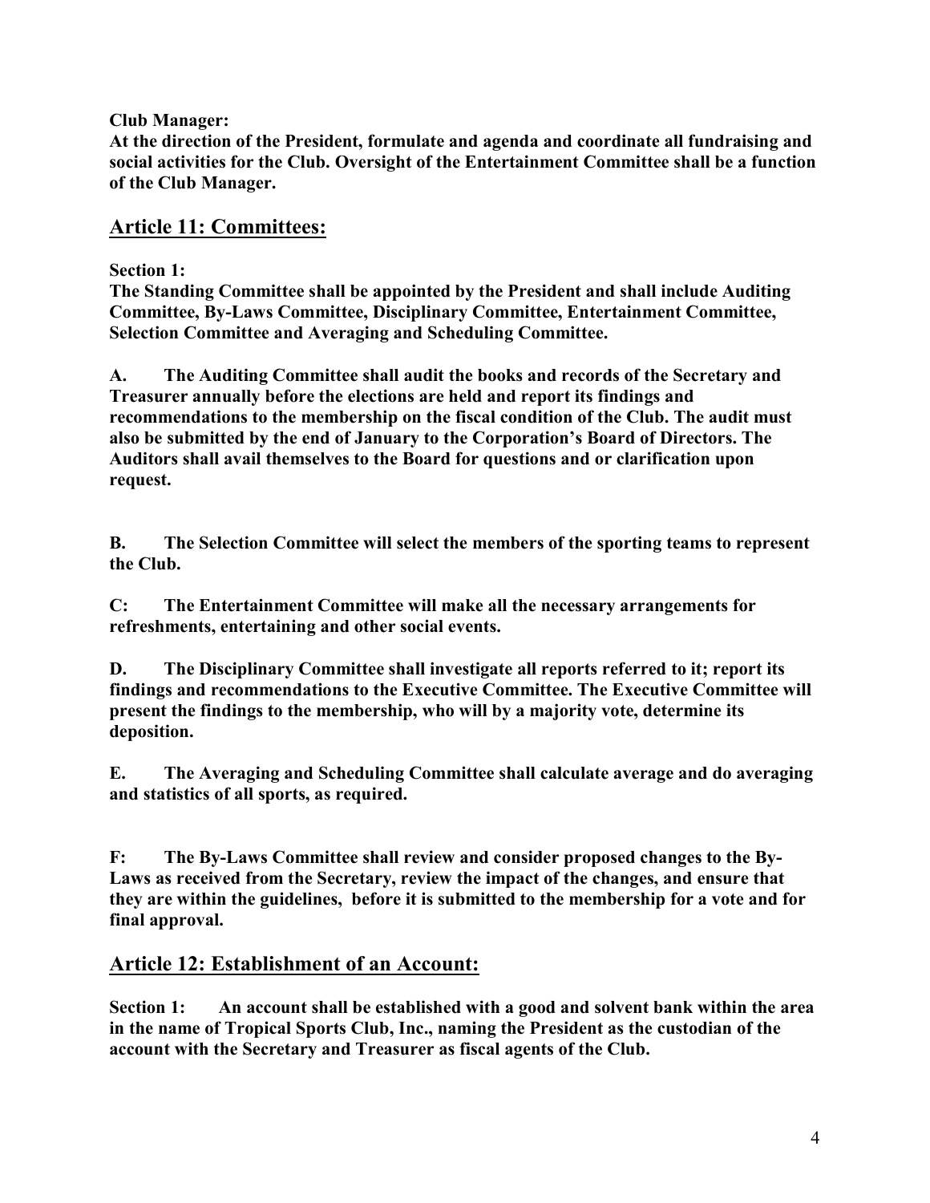**Club Manager:**
**At the direction of the President, formulate and agenda and coordinate all fundraising and social activities for the Club. Oversight of the Entertainment Committee shall be a function of the Club Manager.**

## Article 11: Committees:

**Section 1:**
**The Standing Committee shall be appointed by the President and shall include Auditing Committee, By-Laws Committee, Disciplinary Committee, Entertainment Committee, Selection Committee and Averaging and Scheduling Committee.**

**A. The Auditing Committee shall audit the books and records of the Secretary and Treasurer annually before the elections are held and report its findings and recommendations to the membership on the fiscal condition of the Club. The audit must also be submitted by the end of January to the Corporation's Board of Directors. The Auditors shall avail themselves to the Board for questions and or clarification upon request.**

**B. The Selection Committee will select the members of the sporting teams to represent the Club.**

**C: The Entertainment Committee will make all the necessary arrangements for refreshments, entertaining and other social events.**

**D. The Disciplinary Committee shall investigate all reports referred to it; report its findings and recommendations to the Executive Committee. The Executive Committee will present the findings to the membership, who will by a majority vote, determine its deposition.**

**E. The Averaging and Scheduling Committee shall calculate average and do averaging and statistics of all sports, as required.**

**F: The By-Laws Committee shall review and consider proposed changes to the By-Laws as received from the Secretary, review the impact of the changes, and ensure that they are within the guidelines, before it is submitted to the membership for a vote and for final approval.**

## Article 12: Establishment of an Account:

**Section 1: An account shall be established with a good and solvent bank within the area in the name of Tropical Sports Club, Inc., naming the President as the custodian of the account with the Secretary and Treasurer as fiscal agents of the Club.**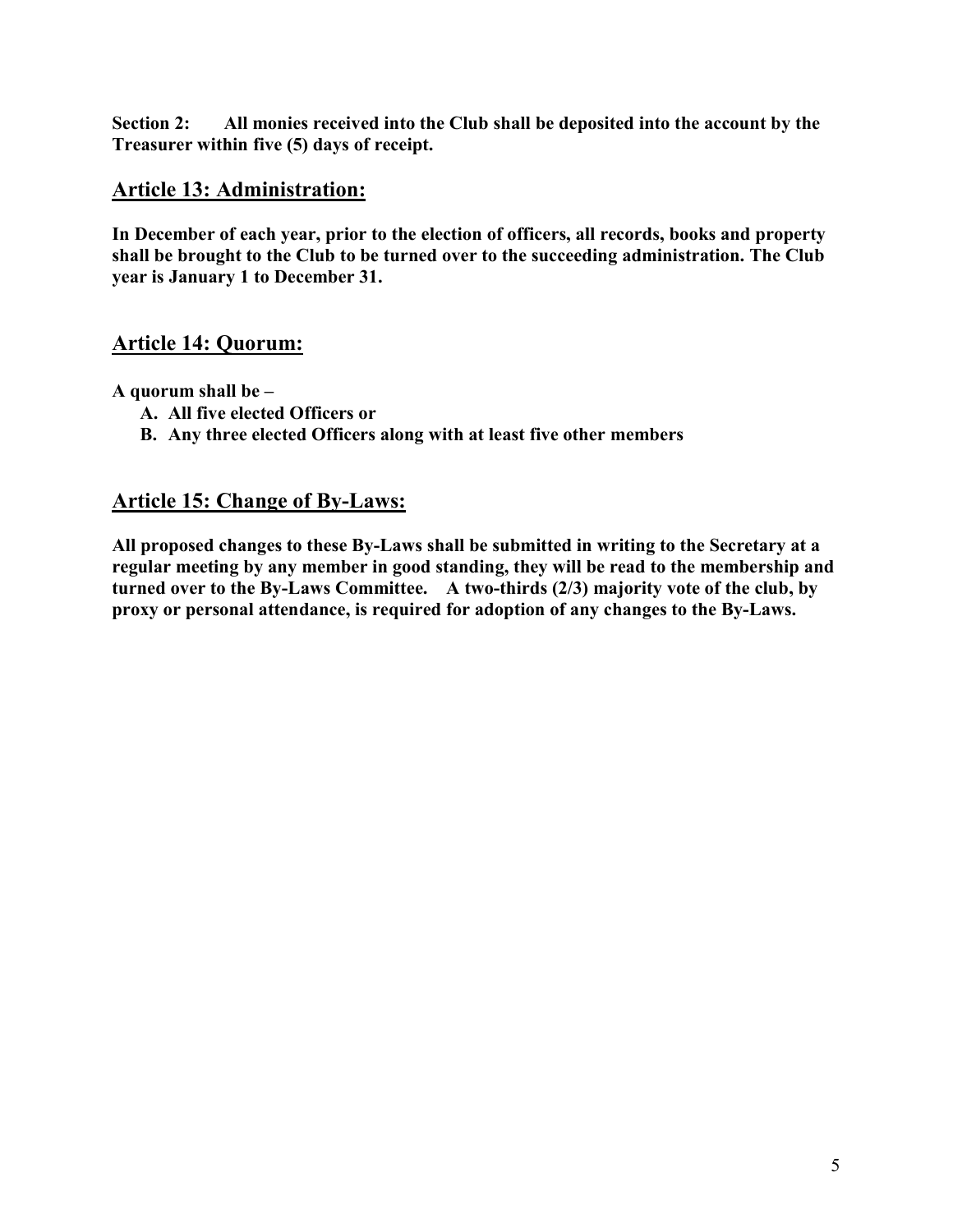**Section 2: All monies received into the Club shall be deposited into the account by the Treasurer within five (5) days of receipt.**

## Article 13: Administration:

**In December of each year, prior to the election of officers, all records, books and property shall be brought to the Club to be turned over to the succeeding administration. The Club year is January 1 to December 31.**

## Article 14: Quorum:

**A quorum shall be –**

- **A. All five elected Officers or**
- **B. Any three elected Officers along with at least five other members**

## Article 15: Change of By-Laws:

**All proposed changes to these By-Laws shall be submitted in writing to the Secretary at a regular meeting by any member in good standing, they will be read to the membership and turned over to the By-Laws Committee. A two-thirds (2/3) majority vote of the club, by proxy or personal attendance, is required for adoption of any changes to the By-Laws.**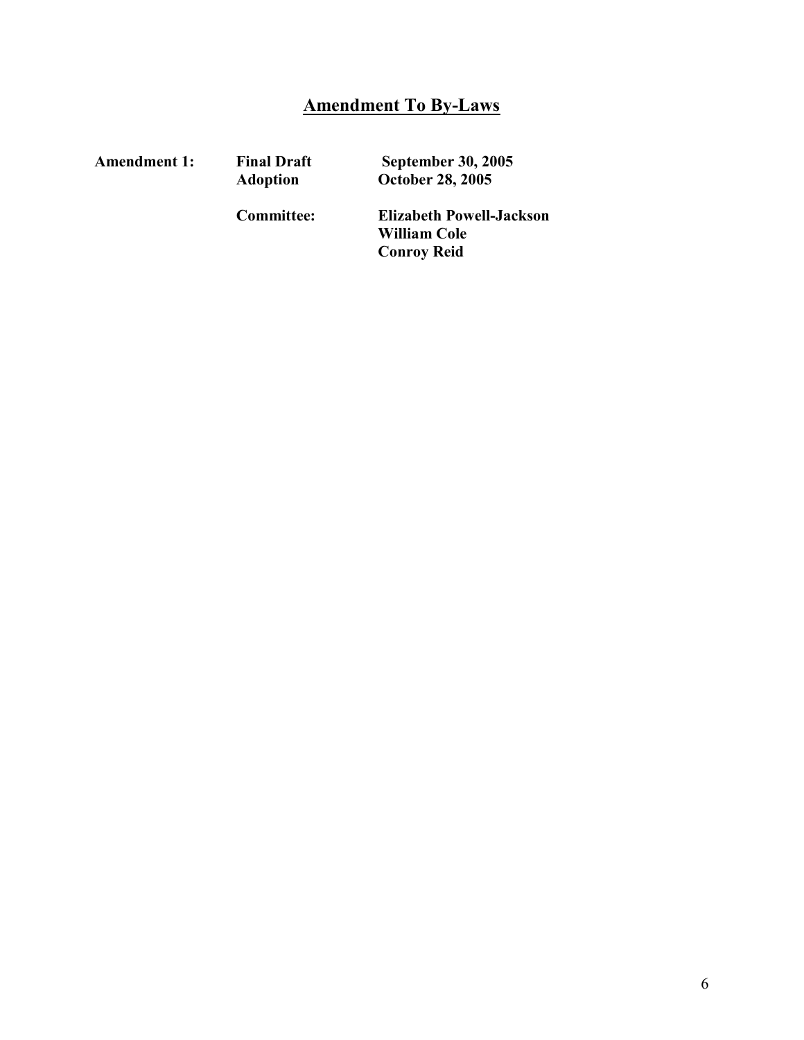## Amendment To By-Laws

| | | |
|---|---|---|
| **Amendment 1:** | **Final Draft** | **September 30, 2005** |
| | **Adoption** | **October 28, 2005** |
| | **Committee:** | **Elizabeth Powell-Jackson** |
| | | **William Cole** |
| | | **Conroy Reid** |